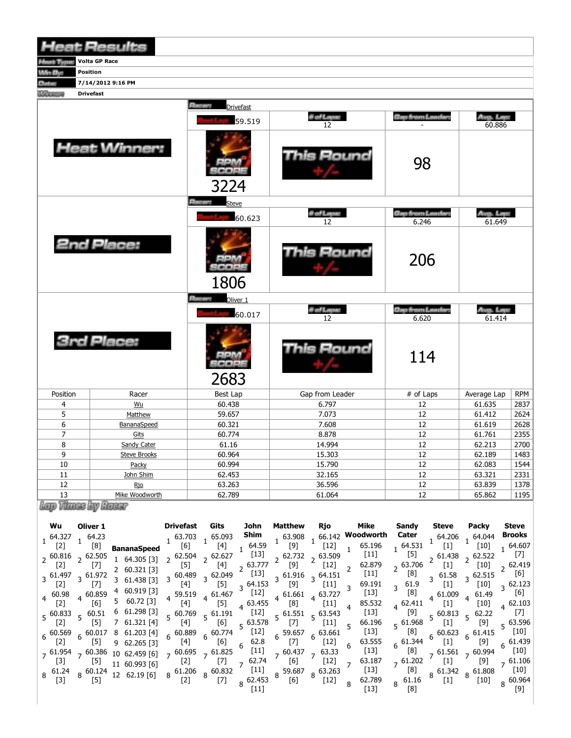# Heat Results

**Heat Type:** Volta GP Race

**Win By:** Position

**Date:** 7/14/2012 9:16 PM

**Winner:** Drivefast

## Heat Winner:

**Racer:** Drivefast

| Best Lap | # of Laps | Gap from Leader | Avg. Lap |
|---|---|---|---|
| 59.519 | 12 | - | 60.886 |

RPM SCORE: 3224

This Round +/-: 98

## 2nd Place:

**Racer:** Steve

| Best Lap | # of Laps | Gap from Leader | Avg. Lap |
|---|---|---|---|
| 60.623 | 12 | 6.246 | 61.649 |

RPM SCORE: 1806

This Round +/-: 206

## 3rd Place:

**Racer:** Oliver 1

| Best Lap | # of Laps | Gap from Leader | Avg. Lap |
|---|---|---|---|
| 60.017 | 12 | 6.620 | 61.414 |

RPM SCORE: 2683

This Round +/-: 114

| Position | Racer | Best Lap | Gap from Leader | # of Laps | Average Lap | RPM |
|---|---|---|---|---|---|---|
| 4 | Wu | 60.438 | 6.797 | 12 | 61.635 | 2837 |
| 5 | Matthew | 59.657 | 7.073 | 12 | 61.412 | 2624 |
| 6 | BananaSpeed | 60.321 | 7.608 | 12 | 61.619 | 2628 |
| 7 | Gits | 60.774 | 8.878 | 12 | 61.761 | 2355 |
| 8 | Sandy Cater | 61.16 | 14.994 | 12 | 62.213 | 2700 |
| 9 | Steve Brooks | 60.964 | 15.303 | 12 | 62.189 | 1483 |
| 10 | Packy | 60.994 | 15.790 | 12 | 62.083 | 1544 |
| 11 | John Shim | 62.453 | 32.165 | 12 | 63.321 | 2331 |
| 12 | Rjo | 63.263 | 36.596 | 12 | 63.839 | 1378 |
| 13 | Mike Woodworth | 62.789 | 61.064 | 12 | 65.862 | 1195 |

## Lap Times by Racer

| Lap | Wu | Oliver 1 | BananaSpeed | Drivefast | Gits | John Shim | Matthew | Rjo | Mike Woodworth | Sandy Cater | Steve | Packy | Steve Brooks |
|---|---|---|---|---|---|---|---|---|---|---|---|---|---|
| 1 | 64.327 [2] | 64.23 [8] | 64.305 [3] | 63.703 [6] | 65.093 [4] | 64.59 [13] | 63.908 [9] | 66.142 [12] | 65.196 [11] | 64.531 [5] | 64.206 [1] | 64.044 [10] | 64.607 [7] |
| 2 | 60.816 [2] | 62.505 [7] | 60.321 [3] | 62.504 [5] | 62.627 [4] | 63.777 [13] | 62.732 [9] | 63.509 [12] | 62.879 [11] | 63.706 [8] | 61.438 [1] | 62.522 [10] | 62.419 [6] |
| 3 | 61.497 [2] | 61.972 [7] | 61.438 [3] | 60.489 [4] | 62.049 [5] | 64.153 [12] | 61.916 [9] | 64.151 [11] | 69.191 [13] | 61.9 [8] | 61.58 [1] | 62.515 [10] | 62.123 [6] |
| 4 | 60.98 [2] | 60.859 [6] | 60.919 [3] | 59.519 [4] | 61.467 [5] | 63.455 [12] | 61.661 [8] | 63.727 [11] | 85.532 [13] | 62.411 [9] | 61.009 [1] | 61.49 [10] | 62.103 [7] |
| 5 | 60.833 [2] | 60.51 [5] | 60.72 [3] | 60.769 [4] | 61.191 [6] | 63.578 [12] | 61.551 [7] | 63.543 [11] | 66.196 [13] | 61.968 [8] | 60.813 [1] | 62.22 [9] | 63.596 [10] |
| 6 | 60.569 [2] | 60.017 [5] | 61.298 [3] | 60.889 [4] | 60.774 [6] | 62.8 [11] | 59.657 [7] | 63.661 [12] | 63.555 [13] | 61.344 [8] | 60.623 [1] | 61.415 [9] | 61.439 [10] |
| 7 | 61.954 [3] | 60.386 [5] | 61.321 [4] | 60.695 [2] | 61.825 [7] | 62.74 [11] | 60.437 [6] | 63.33 [12] | 63.187 [13] | 61.202 [8] | 61.561 [1] | 60.994 [9] | 61.106 [10] |
| 8 | 61.24 [3] | 60.124 [5] | 61.203 [4] | 61.206 [2] | 60.832 [7] | 62.453 [11] | 59.687 [6] | 63.263 [12] | 62.789 [13] | 61.16 [8] | 61.342 [1] | 61.808 [10] | 60.964 [9] |
| 9 | | | 62.265 [3] | | | | | | | | | | |
| 10 | | | 62.459 [6] | | | | | | | | | | |
| 11 | | | 60.993 [6] | | | | | | | | | | |
| 12 | | | 62.19 [6] | | | | | | | | | | |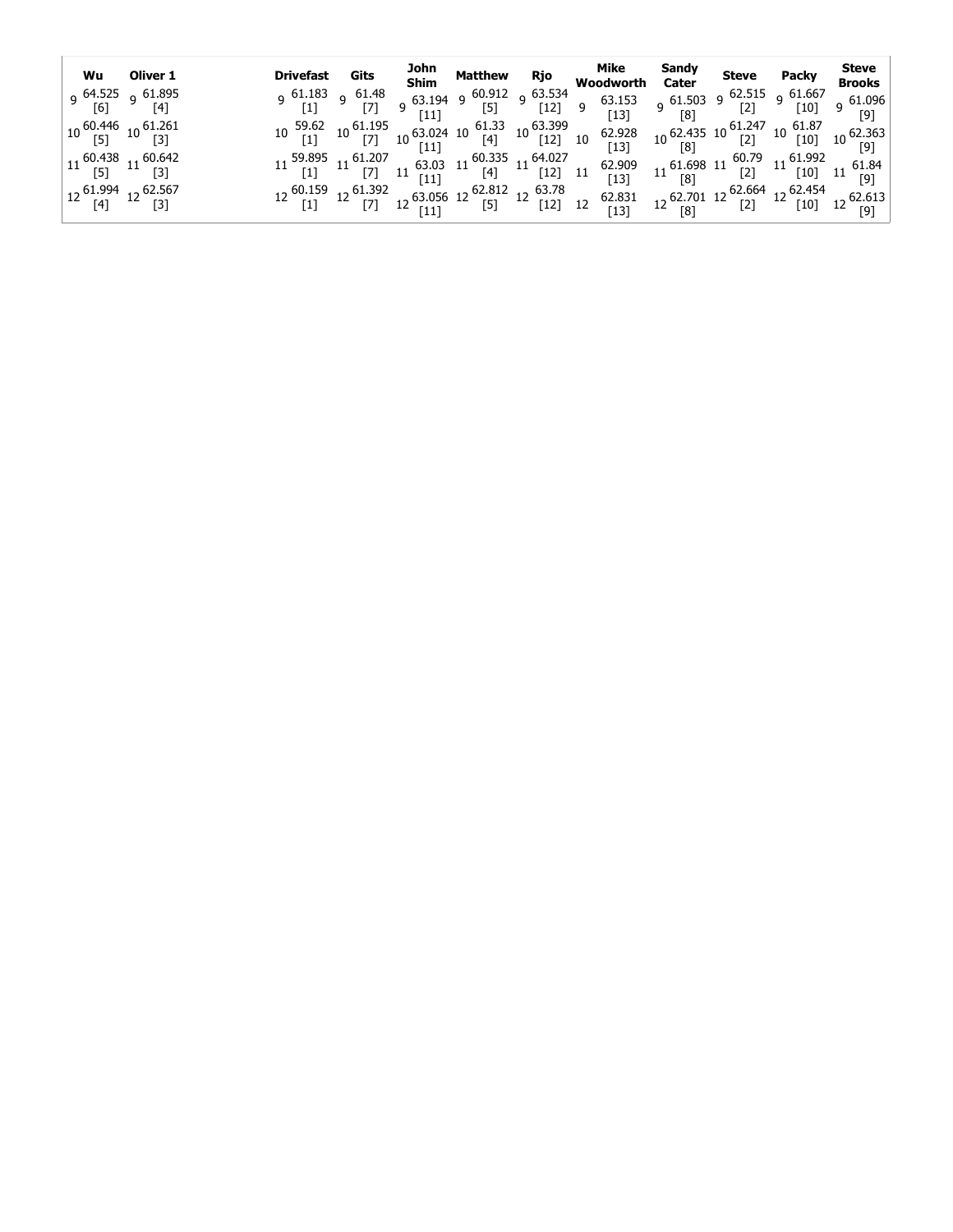| Wu | Oliver 1 | Drivefast | Gits | John Shim | Matthew | Rjo | Mike Woodworth | Sandy Cater | Steve | Packy | Steve Brooks |
| --- | --- | --- | --- | --- | --- | --- | --- | --- | --- | --- | --- |
| 9 64.525 [6] | 9 61.895 [4] | 9 61.183 [1] | 9 61.48 [7] | 9 63.194 [11] | 9 60.912 [5] | 9 63.534 [12] | 9 63.153 [13] | 9 61.503 [8] | 9 62.515 [2] | 9 61.667 [10] | 9 61.096 [9] |
| 10 60.446 [5] | 10 61.261 [3] | 10 59.62 [1] | 10 61.195 [7] | 10 63.024 [11] | 10 61.33 [4] | 10 63.399 [12] | 10 62.928 [13] | 10 62.435 [8] | 10 61.247 [2] | 10 61.87 [10] | 10 62.363 [9] |
| 11 60.438 [5] | 11 60.642 [3] | 11 59.895 [1] | 11 61.207 [7] | 11 63.03 [11] | 11 60.335 [4] | 11 64.027 [12] | 11 62.909 [13] | 11 61.698 [8] | 11 60.79 [2] | 11 61.992 [10] | 11 61.84 [9] |
| 12 61.994 [4] | 12 62.567 [3] | 12 60.159 [1] | 12 61.392 [7] | 12 63.056 [11] | 12 62.812 [5] | 12 63.78 [12] | 12 62.831 [13] | 12 62.701 [8] | 12 62.664 [2] | 12 62.454 [10] | 12 62.613 [9] |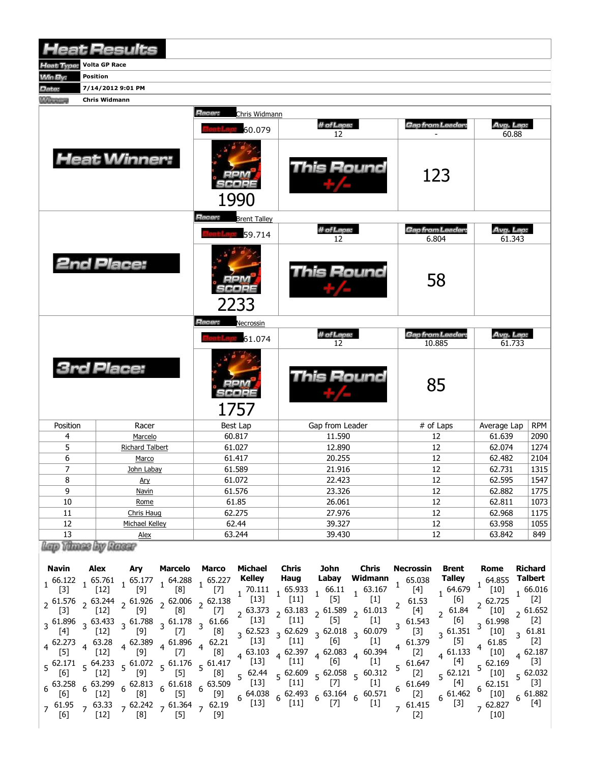# Heat Results

| | |
|---|---|
| **Heat Type:** | Volta GP Race |
| **Win By:** | Position |
| **Date:** | 7/14/2012 9:01 PM |
| **Winner:** | Chris Widmann |

## Heat Winner:

| Racer: | Chris Widmann | | |
|---|---|---|---|
| Best Lap: 60.079 | # of Laps: 12 | Gap from Leader: - | Avg. Lap: 60.88 |
| RPM SCORE 1990 | This Round +/- | 123 | |

## 2nd Place:

| Racer: | Brent Talley | | |
|---|---|---|---|
| Best Lap: 59.714 | # of Laps: 12 | Gap from Leader: 6.804 | Avg. Lap: 61.343 |
| RPM SCORE 2233 | This Round +/- | 58 | |

## 3rd Place:

| Racer: | Necrossin | | |
|---|---|---|---|
| Best Lap: 61.074 | # of Laps: 12 | Gap from Leader: 10.885 | Avg. Lap: 61.733 |
| RPM SCORE 1757 | This Round +/- | 85 | |

| Position | Racer | Best Lap | Gap from Leader | # of Laps | Average Lap | RPM |
|---|---|---|---|---|---|---|
| 4 | Marcelo | 60.817 | 11.590 | 12 | 61.639 | 2090 |
| 5 | Richard Talbert | 61.027 | 12.890 | 12 | 62.074 | 1274 |
| 6 | Marco | 61.417 | 20.255 | 12 | 62.482 | 2104 |
| 7 | John Labay | 61.589 | 21.916 | 12 | 62.731 | 1315 |
| 8 | Ary | 61.072 | 22.423 | 12 | 62.595 | 1547 |
| 9 | Navin | 61.576 | 23.326 | 12 | 62.882 | 1775 |
| 10 | Rome | 61.85 | 26.061 | 12 | 62.811 | 1073 |
| 11 | Chris Haug | 62.275 | 27.976 | 12 | 62.968 | 1175 |
| 12 | Michael Kelley | 62.44 | 39.327 | 12 | 63.958 | 1055 |
| 13 | Alex | 63.244 | 39.430 | 12 | 63.842 | 849 |

## Lap Times by Racer

| Lap | Navin | Alex | Ary | Marcelo | Marco | Michael Kelley | Chris Haug | John Labay | Chris Widmann | Necrossin | Brent Talley | Rome | Richard Talbert |
|---|---|---|---|---|---|---|---|---|---|---|---|---|---|
| 1 | 66.122 [3] | 65.761 [12] | 65.177 [9] | 64.288 [8] | 65.227 [7] | 70.111 [13] | 65.933 [11] | 66.11 [5] | 63.167 [1] | 65.038 [4] | 64.679 [6] | 64.855 [10] | 66.016 [2] |
| 2 | 61.576 [3] | 63.244 [12] | 61.926 [9] | 62.006 [8] | 62.138 [7] | 63.373 [13] | 63.183 [11] | 61.589 [5] | 61.013 [1] | 61.53 [4] | 61.84 [6] | 62.725 [10] | 61.652 [2] |
| 3 | 61.896 [4] | 63.433 [12] | 61.788 [9] | 61.178 [7] | 61.66 [8] | 62.523 [13] | 62.629 [11] | 62.018 [6] | 60.079 [1] | 61.543 [3] | 61.351 [5] | 61.998 [10] | 61.81 [2] |
| 4 | 62.273 [5] | 63.28 [12] | 62.389 [9] | 61.896 [7] | 62.21 [8] | 63.103 [13] | 62.397 [11] | 62.083 [6] | 60.394 [1] | 61.379 [2] | 61.133 [4] | 61.85 [10] | 62.187 [3] |
| 5 | 62.171 [6] | 64.233 [12] | 61.072 [9] | 61.176 [5] | 61.417 [8] | 62.44 [13] | 62.609 [11] | 62.058 [7] | 60.312 [1] | 61.647 [2] | 62.121 [4] | 62.169 [10] | 62.032 [3] |
| 6 | 63.258 [6] | 63.299 [12] | 62.813 [8] | 61.618 [5] | 63.509 [9] | 64.038 [13] | 62.493 [11] | 63.164 [7] | 60.571 [1] | 61.649 [2] | 61.462 [3] | 62.151 [10] | 61.882 [4] |
| 7 | 61.95 [6] | 63.33 [12] | 62.242 [8] | 61.364 [5] | 62.19 [9] | | | | | 61.415 [2] | | 62.827 [10] | |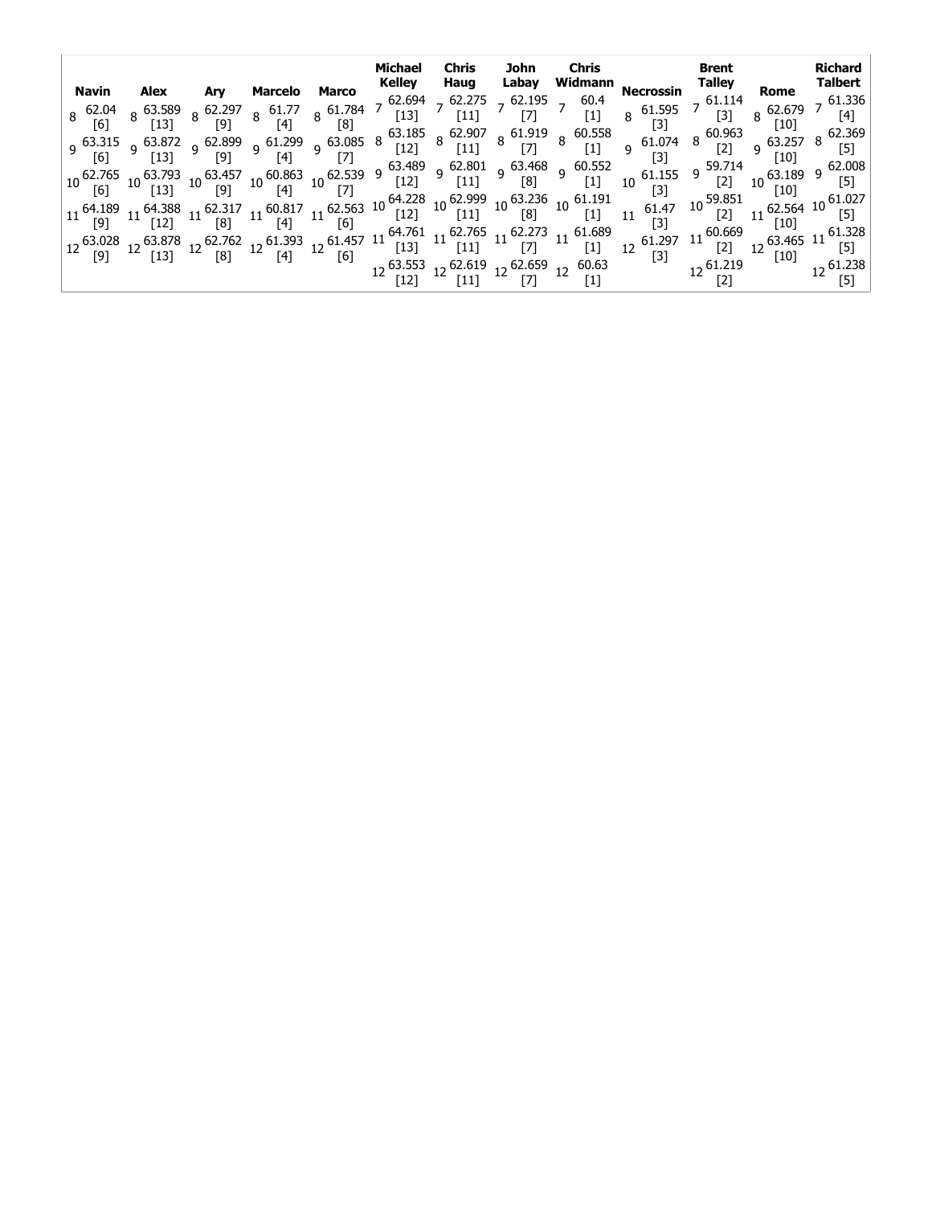| Navin | Alex | Ary | Marcelo | Marco | Michael Kelley | Chris Haug | John Labay | Chris Widmann | Necrossin | Brent Talley | Rome | Richard Talbert |
|---|---|---|---|---|---|---|---|---|---|---|---|---|
| 8 62.04 [6] | 8 63.589 [13] | 8 62.297 [9] | 8 61.77 [4] | 8 61.784 [8] | 7 62.694 [13] | 7 62.275 [11] | 7 62.195 [7] | 7 60.4 [1] | 8 61.595 [3] | 7 61.114 [3] | 8 62.679 [10] | 7 61.336 [4] |
| 9 63.315 [6] | 9 63.872 [13] | 9 62.899 [9] | 9 61.299 [4] | 9 63.085 [7] | 8 63.185 [12] | 8 62.907 [11] | 8 61.919 [7] | 8 60.558 [1] | 9 61.074 [3] | 8 60.963 [2] | 9 63.257 [10] | 8 62.369 [5] |
| 10 62.765 [6] | 10 63.793 [13] | 10 63.457 [9] | 10 60.863 [4] | 10 62.539 [7] | 9 63.489 [12] | 9 62.801 [11] | 9 63.468 [8] | 9 60.552 [1] | 10 61.155 [3] | 9 59.714 [2] | 10 63.189 [10] | 9 62.008 [5] |
| 11 64.189 [9] | 11 64.388 [12] | 11 62.317 [8] | 11 60.817 [4] | 11 62.563 [6] | 10 64.228 [12] | 10 62.999 [11] | 10 63.236 [8] | 10 61.191 [1] | 11 61.47 [3] | 10 59.851 [2] | 11 62.564 [10] | 10 61.027 [5] |
| 12 63.028 [9] | 12 63.878 [13] | 12 62.762 [8] | 12 61.393 [4] | 12 61.457 [6] | 11 64.761 [13] | 11 62.765 [11] | 11 62.273 [7] | 11 61.689 [1] | 12 61.297 [3] | 11 60.669 [2] | 12 63.465 [10] | 11 61.328 [5] |
| | | | | | 12 63.553 [12] | 12 62.619 [11] | 12 62.659 [7] | 12 60.63 [1] | | 12 61.219 [2] | | 12 61.238 [5] |